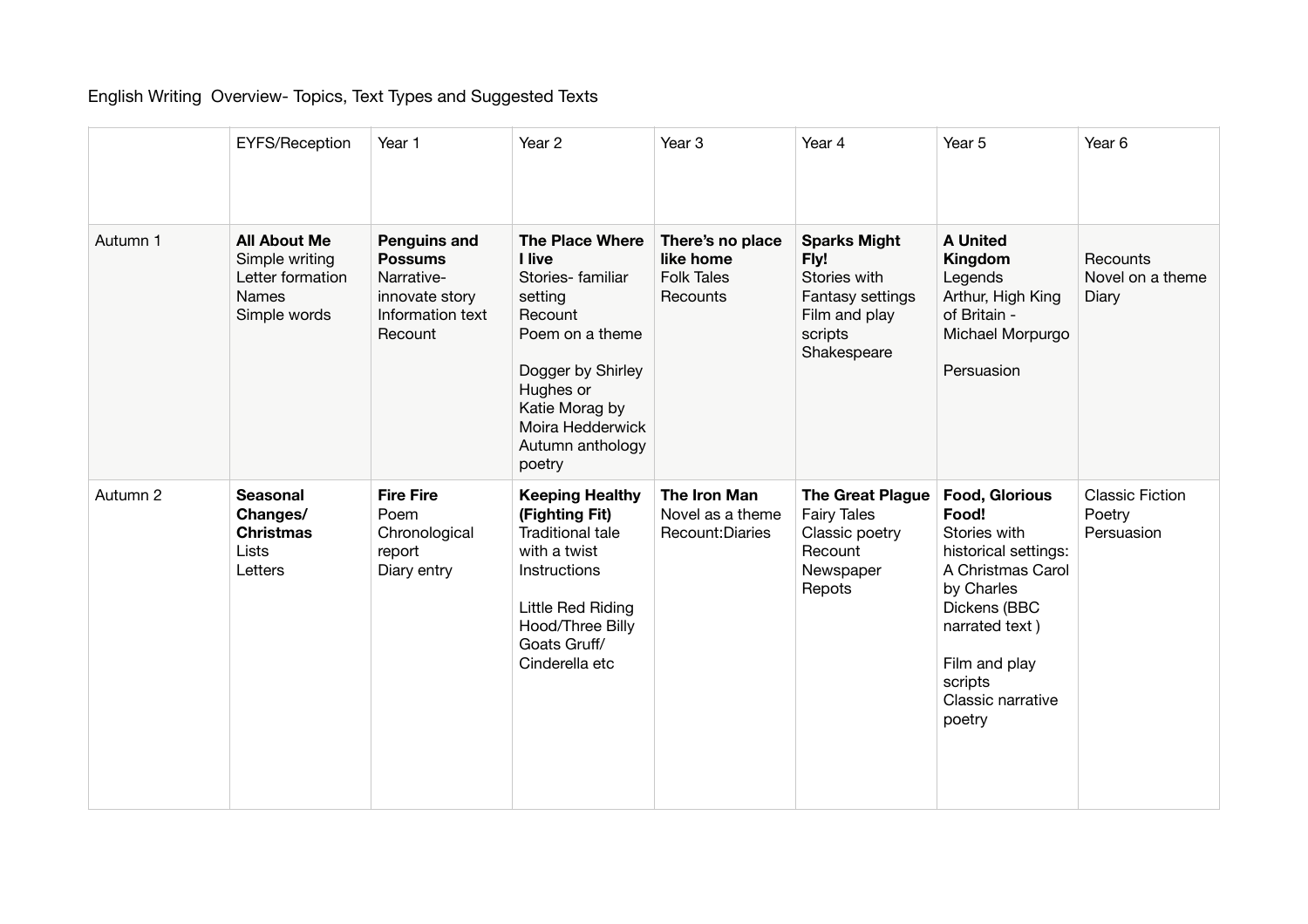English Writing Overview- Topics, Text Types and Suggested Texts

| | EYFS/Reception | Year 1 | Year 2 | Year 3 | Year 4 | Year 5 | Year 6 |
|---|---|---|---|---|---|---|---|
| Autumn 1 | **All About Me**<br>Simple writing<br>Letter formation<br>Names<br>Simple words | **Penguins and Possums**<br>Narrative- innovate story<br>Information text<br>Recount | **The Place Where I live**<br>Stories- familiar setting<br>Recount<br>Poem on a theme<br><br>Dogger by Shirley Hughes or<br>Katie Morag by Moira Hedderwick<br>Autumn anthology poetry | **There's no place like home**<br>Folk Tales<br>Recounts | **Sparks Might Fly!**<br>Stories with Fantasy settings<br>Film and play scripts<br>Shakespeare | **A United Kingdom**<br>Legends<br>Arthur, High King of Britain - Michael Morpurgo<br><br>Persuasion | Recounts<br>Novel on a theme<br>Diary |
| Autumn 2 | **Seasonal Changes/ Christmas**<br>Lists<br>Letters | **Fire Fire**<br>Poem<br>Chronological report<br>Diary entry | **Keeping Healthy (Fighting Fit)**<br>Traditional tale with a twist<br>Instructions<br><br>Little Red Riding Hood/Three Billy Goats Gruff/ Cinderella etc | **The Iron Man**<br>Novel as a theme<br>Recount:Diaries | **The Great Plague**<br>Fairy Tales<br>Classic poetry<br>Recount<br>Newspaper Repots | **Food, Glorious Food!**<br>Stories with historical settings: A Christmas Carol by Charles Dickens (BBC narrated text )<br><br>Film and play scripts<br>Classic narrative poetry | Classic Fiction<br>Poetry<br>Persuasion |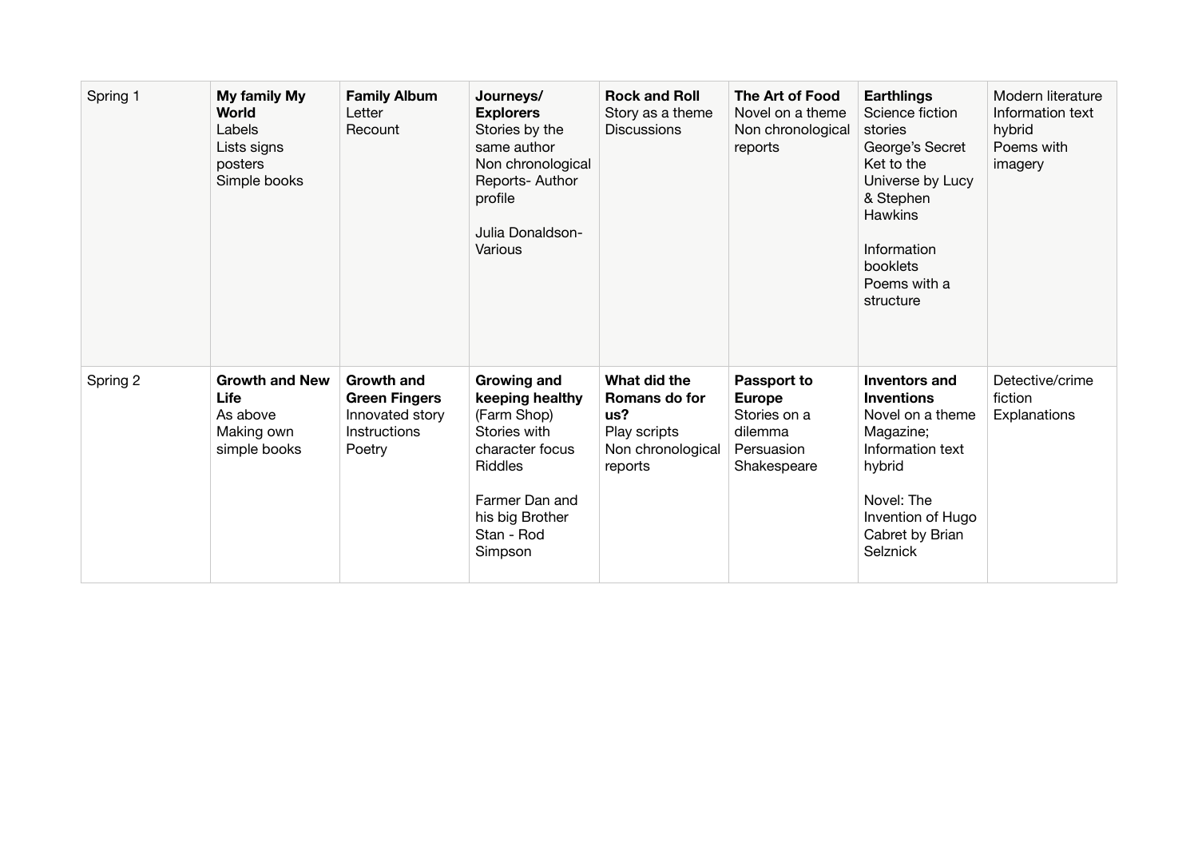| Spring 1 | **My family My World**<br>Labels<br>Lists signs posters<br>Simple books | **Family Album**<br>Letter<br>Recount | **Journeys/ Explorers**<br>Stories by the same author<br>Non chronological Reports- Author profile<br><br>Julia Donaldson- Various | **Rock and Roll**<br>Story as a theme<br>Discussions | **The Art of Food**<br>Novel on a theme<br>Non chronological reports | **Earthlings**<br>Science fiction stories<br>George's Secret Ket to the Universe by Lucy & Stephen Hawkins<br><br>Information booklets<br>Poems with a structure | Modern literature<br>Information text hybrid<br>Poems with imagery |
|---|---|---|---|---|---|---|---|
| Spring 2 | **Growth and New Life**<br>As above<br>Making own simple books | **Growth and Green Fingers**<br>Innovated story<br>Instructions<br>Poetry | **Growing and keeping healthy**<br>(Farm Shop)<br>Stories with character focus<br>Riddles<br><br>Farmer Dan and his big Brother Stan - Rod Simpson | **What did the Romans do for us?**<br>Play scripts<br>Non chronological reports | **Passport to Europe**<br>Stories on a dilemma<br>Persuasion<br>Shakespeare | **Inventors and Inventions**<br>Novel on a theme<br>Magazine;<br>Information text hybrid<br><br>Novel: The Invention of Hugo Cabret by Brian Selznick | Detective/crime fiction<br>Explanations |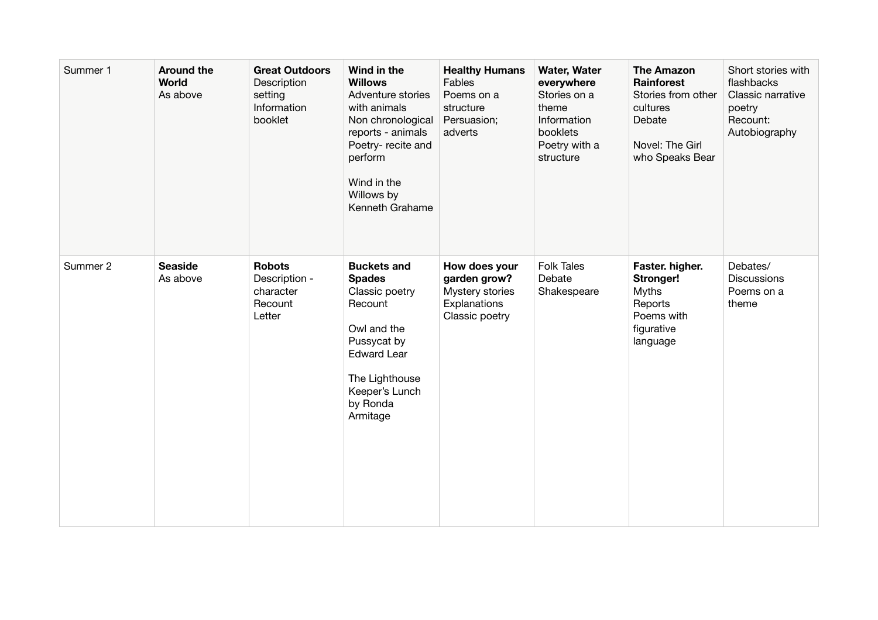| | | | | | | | |
|---|---|---|---|---|---|---|---|
| Summer 1 | **Around the World**<br>As above | **Great Outdoors**<br>Description setting<br>Information booklet | **Wind in the Willows**<br>Adventure stories with animals<br>Non chronological reports - animals<br>Poetry- recite and perform<br><br>Wind in the Willows by Kenneth Grahame | **Healthy Humans**<br>Fables<br>Poems on a structure<br>Persuasion; adverts | **Water, Water everywhere**<br>Stories on a theme<br>Information booklets<br>Poetry with a structure | **The Amazon Rainforest**<br>Stories from other cultures<br>Debate<br><br>Novel: The Girl who Speaks Bear | Short stories with flashbacks<br>Classic narrative poetry<br>Recount: Autobiography |
| Summer 2 | **Seaside**<br>As above | **Robots**<br>Description - character<br>Recount<br>Letter | **Buckets and Spades**<br>Classic poetry<br>Recount<br><br>Owl and the Pussycat by Edward Lear<br><br>The Lighthouse Keeper's Lunch by Ronda Armitage | **How does your garden grow?**<br>Mystery stories<br>Explanations<br>Classic poetry | Folk Tales<br>Debate<br>Shakespeare | **Faster. higher. Stronger!**<br>Myths<br>Reports<br>Poems with figurative language | Debates/ Discussions<br>Poems on a theme |